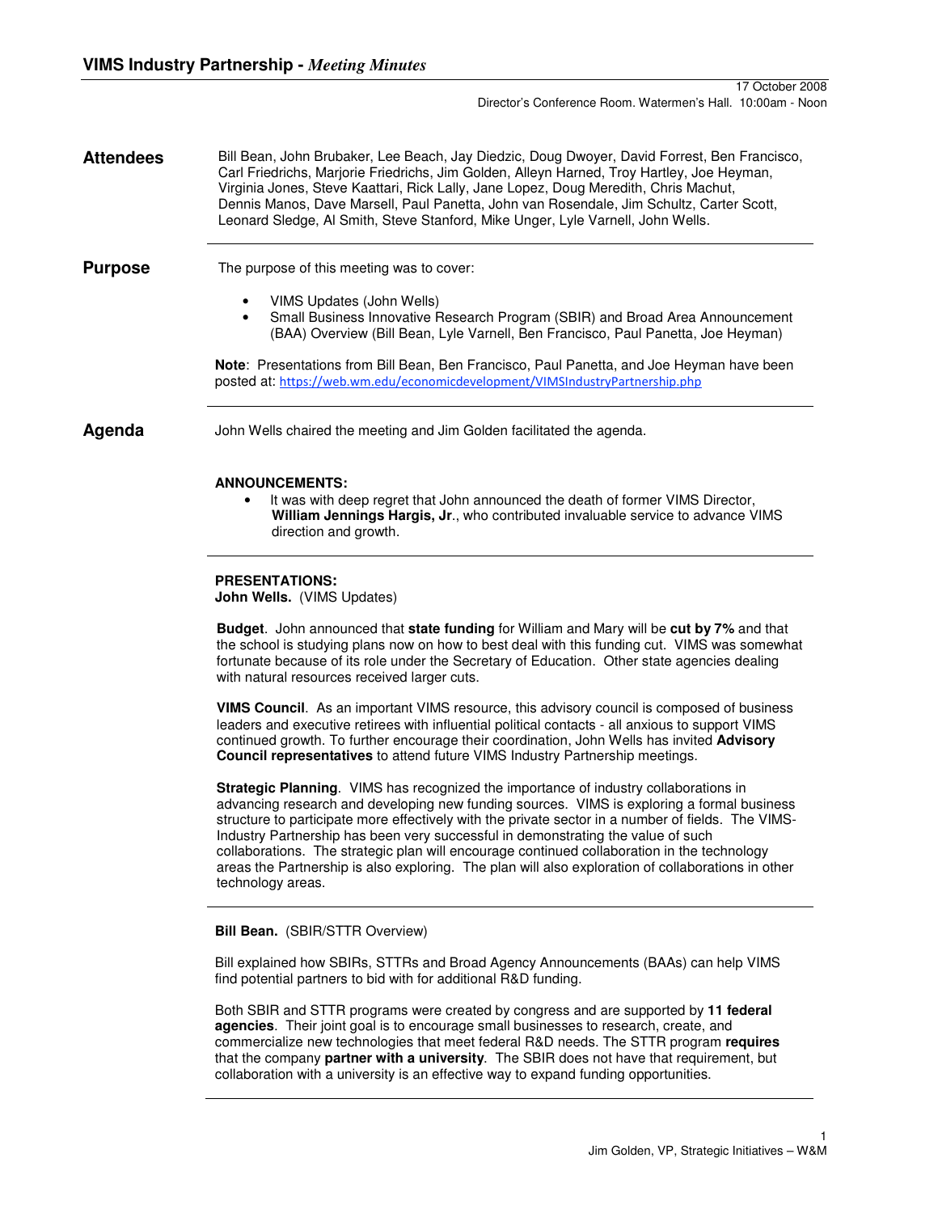# VIMS Industry Partnership - *Meeting Minutes*

17 October 2008
Director's Conference Room. Watermen's Hall. 10:00am - Noon

## Attendees

Bill Bean, John Brubaker, Lee Beach, Jay Diedzic, Doug Dwoyer, David Forrest, Ben Francisco, Carl Friedrichs, Marjorie Friedrichs, Jim Golden, Alleyn Harned, Troy Hartley, Joe Heyman, Virginia Jones, Steve Kaattari, Rick Lally, Jane Lopez, Doug Meredith, Chris Machut, Dennis Manos, Dave Marsell, Paul Panetta, John van Rosendale, Jim Schultz, Carter Scott, Leonard Sledge, Al Smith, Steve Stanford, Mike Unger, Lyle Varnell, John Wells.

## Purpose

The purpose of this meeting was to cover:

- VIMS Updates (John Wells)
- Small Business Innovative Research Program (SBIR) and Broad Area Announcement (BAA) Overview (Bill Bean, Lyle Varnell, Ben Francisco, Paul Panetta, Joe Heyman)

**Note**: Presentations from Bill Bean, Ben Francisco, Paul Panetta, and Joe Heyman have been posted at: https://web.wm.edu/economicdevelopment/VIMSIndustryPartnership.php

## Agenda

John Wells chaired the meeting and Jim Golden facilitated the agenda.

**ANNOUNCEMENTS:**

- It was with deep regret that John announced the death of former VIMS Director, **William Jennings Hargis, Jr**., who contributed invaluable service to advance VIMS direction and growth.

**PRESENTATIONS:**
**John Wells.** (VIMS Updates)

**Budget**. John announced that **state funding** for William and Mary will be **cut by 7%** and that the school is studying plans now on how to best deal with this funding cut. VIMS was somewhat fortunate because of its role under the Secretary of Education. Other state agencies dealing with natural resources received larger cuts.

**VIMS Council**. As an important VIMS resource, this advisory council is composed of business leaders and executive retirees with influential political contacts - all anxious to support VIMS continued growth. To further encourage their coordination, John Wells has invited **Advisory Council representatives** to attend future VIMS Industry Partnership meetings.

**Strategic Planning**. VIMS has recognized the importance of industry collaborations in advancing research and developing new funding sources. VIMS is exploring a formal business structure to participate more effectively with the private sector in a number of fields. The VIMS-Industry Partnership has been very successful in demonstrating the value of such collaborations. The strategic plan will encourage continued collaboration in the technology areas the Partnership is also exploring. The plan will also exploration of collaborations in other technology areas.

**Bill Bean.** (SBIR/STTR Overview)

Bill explained how SBIRs, STTRs and Broad Agency Announcements (BAAs) can help VIMS find potential partners to bid with for additional R&D funding.

Both SBIR and STTR programs were created by congress and are supported by **11 federal agencies**. Their joint goal is to encourage small businesses to research, create, and commercialize new technologies that meet federal R&D needs. The STTR program **requires** that the company **partner with a university**. The SBIR does not have that requirement, but collaboration with a university is an effective way to expand funding opportunities.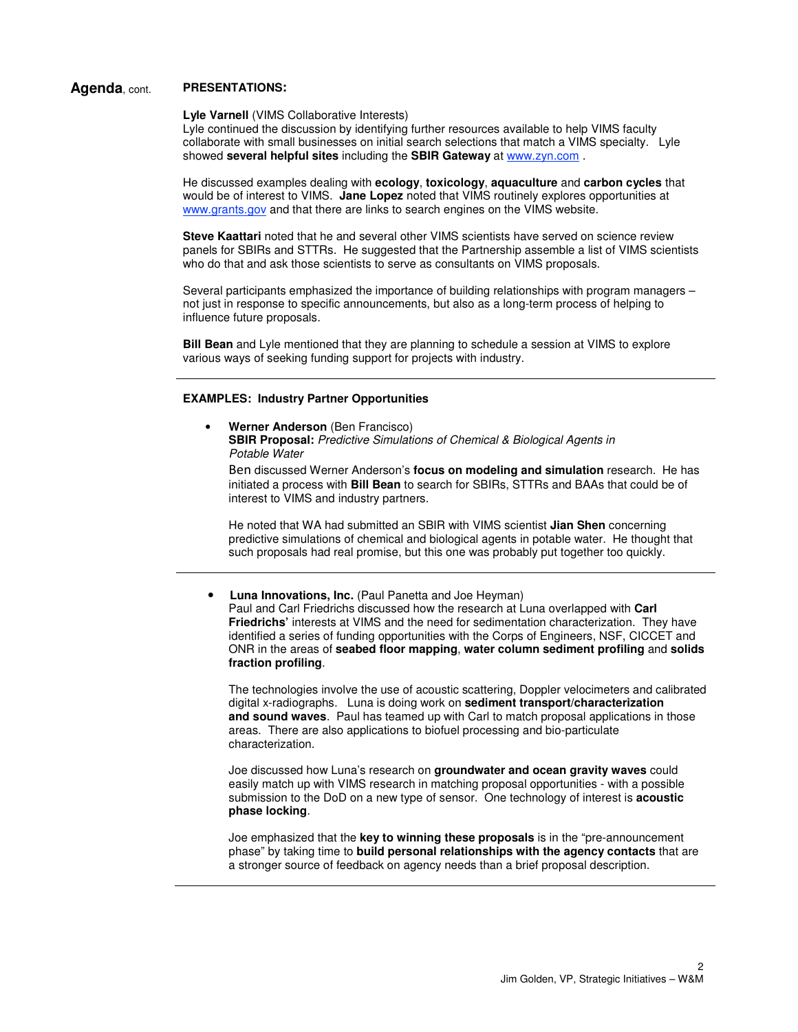**Agenda**, cont.

**PRESENTATIONS:**

**Lyle Varnell** (VIMS Collaborative Interests)
Lyle continued the discussion by identifying further resources available to help VIMS faculty collaborate with small businesses on initial search selections that match a VIMS specialty. Lyle showed **several helpful sites** including the **SBIR Gateway** at www.zyn.com .

He discussed examples dealing with **ecology**, **toxicology**, **aquaculture** and **carbon cycles** that would be of interest to VIMS. **Jane Lopez** noted that VIMS routinely explores opportunities at www.grants.gov and that there are links to search engines on the VIMS website.

**Steve Kaattari** noted that he and several other VIMS scientists have served on science review panels for SBIRs and STTRs. He suggested that the Partnership assemble a list of VIMS scientists who do that and ask those scientists to serve as consultants on VIMS proposals.

Several participants emphasized the importance of building relationships with program managers – not just in response to specific announcements, but also as a long-term process of helping to influence future proposals.

**Bill Bean** and Lyle mentioned that they are planning to schedule a session at VIMS to explore various ways of seeking funding support for projects with industry.

---

**EXAMPLES: Industry Partner Opportunities**

- **Werner Anderson** (Ben Francisco)
  **SBIR Proposal:** *Predictive Simulations of Chemical & Biological Agents in Potable Water*
  Ben discussed Werner Anderson's **focus on modeling and simulation** research. He has initiated a process with **Bill Bean** to search for SBIRs, STTRs and BAAs that could be of interest to VIMS and industry partners.

  He noted that WA had submitted an SBIR with VIMS scientist **Jian Shen** concerning predictive simulations of chemical and biological agents in potable water. He thought that such proposals had real promise, but this one was probably put together too quickly.

---

- **Luna Innovations, Inc.** (Paul Panetta and Joe Heyman)
  Paul and Carl Friedrichs discussed how the research at Luna overlapped with **Carl Friedrichs'** interests at VIMS and the need for sedimentation characterization. They have identified a series of funding opportunities with the Corps of Engineers, NSF, CICCET and ONR in the areas of **seabed floor mapping**, **water column sediment profiling** and **solids fraction profiling**.

  The technologies involve the use of acoustic scattering, Doppler velocimeters and calibrated digital x-radiographs. Luna is doing work on **sediment transport/characterization and sound waves**. Paul has teamed up with Carl to match proposal applications in those areas. There are also applications to biofuel processing and bio-particulate characterization.

  Joe discussed how Luna's research on **groundwater and ocean gravity waves** could easily match up with VIMS research in matching proposal opportunities - with a possible submission to the DoD on a new type of sensor. One technology of interest is **acoustic phase locking**.

  Joe emphasized that the **key to winning these proposals** is in the "pre-announcement phase" by taking time to **build personal relationships with the agency contacts** that are a stronger source of feedback on agency needs than a brief proposal description.

---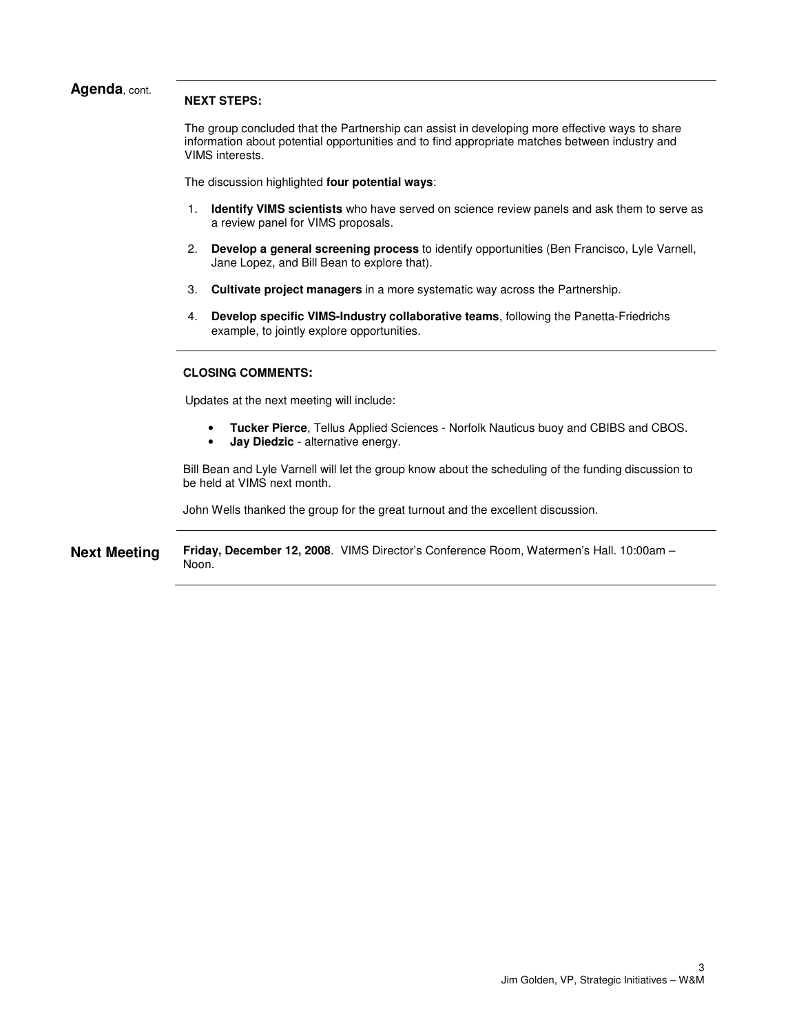**Agenda**, cont.

**NEXT STEPS:**

The group concluded that the Partnership can assist in developing more effective ways to share information about potential opportunities and to find appropriate matches between industry and VIMS interests.

The discussion highlighted **four potential ways**:

1. **Identify VIMS scientists** who have served on science review panels and ask them to serve as a review panel for VIMS proposals.
2. **Develop a general screening process** to identify opportunities (Ben Francisco, Lyle Varnell, Jane Lopez, and Bill Bean to explore that).
3. **Cultivate project managers** in a more systematic way across the Partnership.
4. **Develop specific VIMS-Industry collaborative teams**, following the Panetta-Friedrichs example, to jointly explore opportunities.

**CLOSING COMMENTS:**

Updates at the next meeting will include:

- **Tucker Pierce**, Tellus Applied Sciences - Norfolk Nauticus buoy and CBIBS and CBOS.
- **Jay Diedzic** - alternative energy.

Bill Bean and Lyle Varnell will let the group know about the scheduling of the funding discussion to be held at VIMS next month.

John Wells thanked the group for the great turnout and the excellent discussion.

**Next Meeting**

**Friday, December 12, 2008**. VIMS Director's Conference Room, Watermen's Hall. 10:00am – Noon.

Jim Golden, VP, Strategic Initiatives – W&M